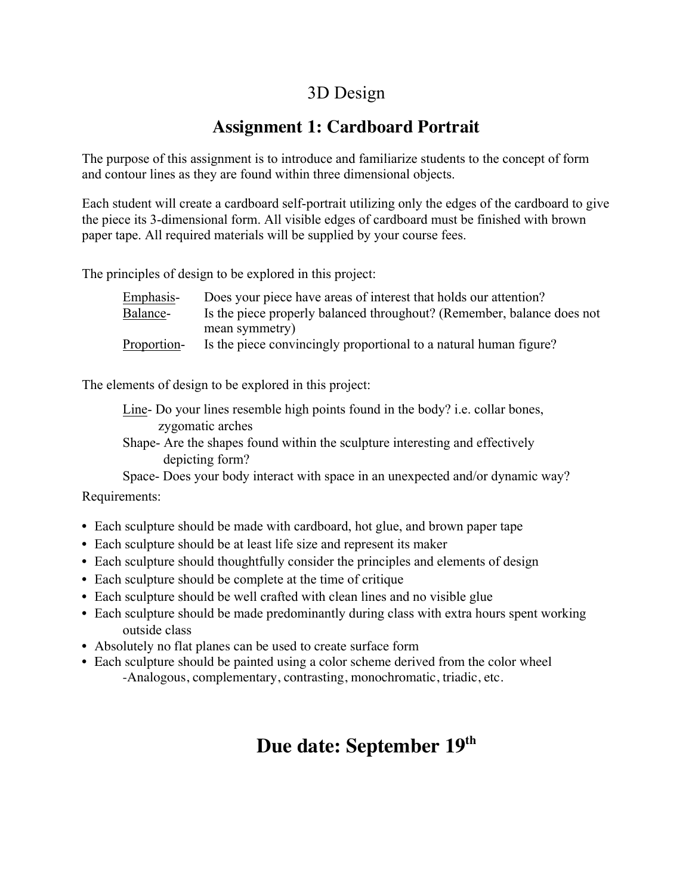# 3D Design

## Assignment 1: Cardboard Portrait

The purpose of this assignment is to introduce and familiarize students to the concept of form and contour lines as they are found within three dimensional objects.

Each student will create a cardboard self-portrait utilizing only the edges of the cardboard to give the piece its 3-dimensional form. All visible edges of cardboard must be finished with brown paper tape. All required materials will be supplied by your course fees.

The principles of design to be explored in this project:

- Emphasis- Does your piece have areas of interest that holds our attention?
- Balance- Is the piece properly balanced throughout? (Remember, balance does not mean symmetry)
- Proportion- Is the piece convincingly proportional to a natural human figure?

The elements of design to be explored in this project:

- Line- Do your lines resemble high points found in the body? i.e. collar bones, zygomatic arches
- Shape- Are the shapes found within the sculpture interesting and effectively depicting form?
- Space- Does your body interact with space in an unexpected and/or dynamic way?

Requirements:

- Each sculpture should be made with cardboard, hot glue, and brown paper tape
- Each sculpture should be at least life size and represent its maker
- Each sculpture should thoughtfully consider the principles and elements of design
- Each sculpture should be complete at the time of critique
- Each sculpture should be well crafted with clean lines and no visible glue
- Each sculpture should be made predominantly during class with extra hours spent working outside class
- Absolutely no flat planes can be used to create surface form
- Each sculpture should be painted using a color scheme derived from the color wheel
  - Analogous, complementary, contrasting, monochromatic, triadic, etc.

## Due date: September 19th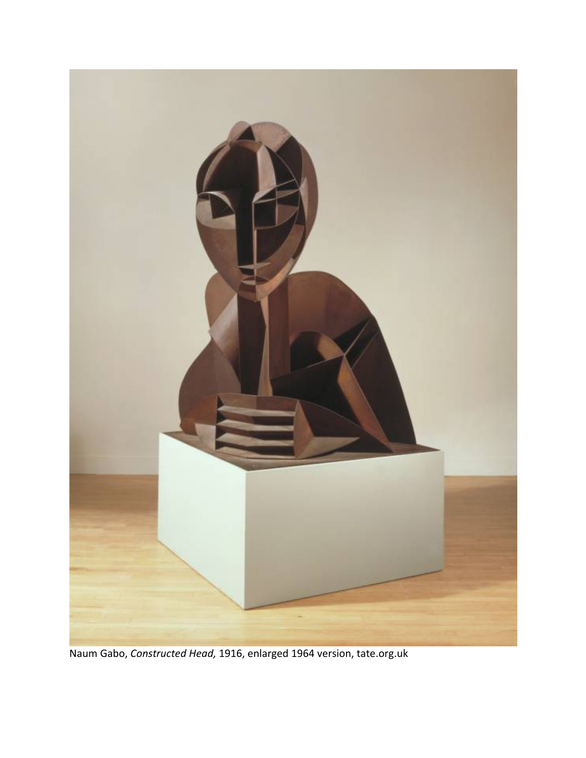Naum Gabo, *Constructed Head,* 1916, enlarged 1964 version, tate.org.uk